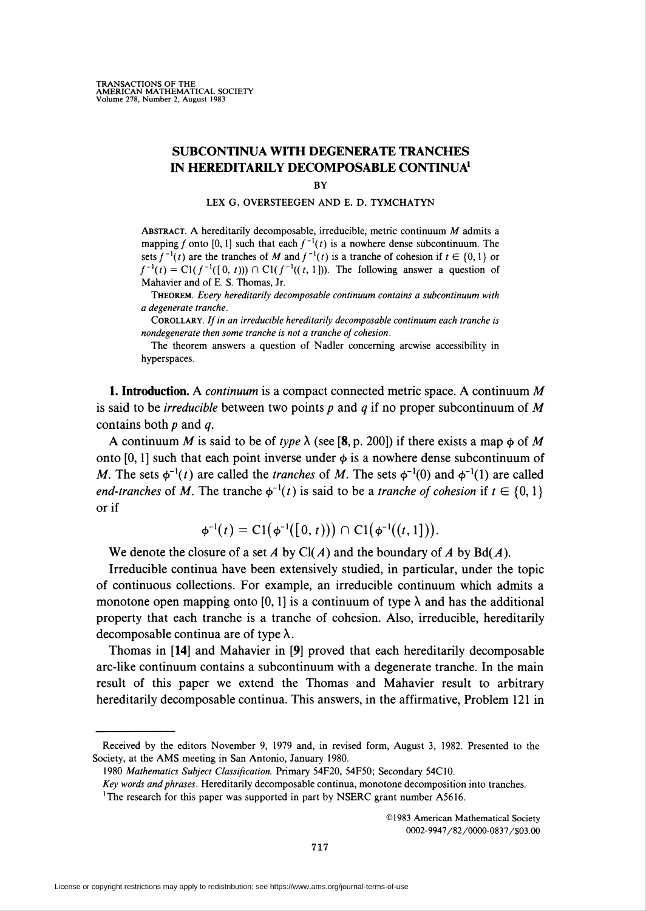# SUBCONTINUA WITH DEGENERATE TRANCHES IN HEREDITARILY DECOMPOSABLE CONTINUA[1]

BY

LEX G. OVERSTEEGEN AND E. D. TYMCHATYN

ABSTRACT. A hereditarily decomposable, irreducible, metric continuum $M$ admits a mapping $f$ onto $[0, 1]$ such that each $f^{-1}(t)$ is a nowhere dense subcontinuum. The sets $f^{-1}(t)$ are the tranches of $M$ and $f^{-1}(t)$ is a tranche of cohesion if $t \in \{0, 1\}$ or $f^{-1}(t) = \mathrm{Cl}(f^{-1}([0, t))) \cap \mathrm{Cl}(f^{-1}((t, 1]))$. The following answer a question of Mahavier and of E. S. Thomas, Jr.

THEOREM. *Every hereditarily decomposable continuum contains a subcontinuum with a degenerate tranche.*

COROLLARY. *If in an irreducible hereditarily decomposable continuum each tranche is nondegenerate then some tranche is not a tranche of cohesion.*

The theorem answers a question of Nadler concerning arcwise accessibility in hyperspaces.

**1. Introduction.** A *continuum* is a compact connected metric space. A continuum $M$ is said to be *irreducible* between two points $p$ and $q$ if no proper subcontinuum of $M$ contains both $p$ and $q$.

A continuum $M$ is said to be of *type* $\lambda$ (see [**8**, p. 200]) if there exists a map $\phi$ of $M$ onto $[0, 1]$ such that each point inverse under $\phi$ is a nowhere dense subcontinuum of $M$. The sets $\phi^{-1}(t)$ are called the *tranches* of $M$. The sets $\phi^{-1}(0)$ and $\phi^{-1}(1)$ are called *end-tranches* of $M$. The tranche $\phi^{-1}(t)$ is said to be a *tranche of cohesion* if $t \in \{0, 1\}$ or if

$$\phi^{-1}(t) = \mathrm{Cl}(\phi^{-1}([0, t))) \cap \mathrm{Cl}(\phi^{-1}((t, 1])).$$

We denote the closure of a set $A$ by $\mathrm{Cl}(A)$ and the boundary of $A$ by $\mathrm{Bd}(A)$.

Irreducible continua have been extensively studied, in particular, under the topic of continuous collections. For example, an irreducible continuum which admits a monotone open mapping onto $[0, 1]$ is a continuum of type $\lambda$ and has the additional property that each tranche is a tranche of cohesion. Also, irreducible, hereditarily decomposable continua are of type $\lambda$.

Thomas in [**14**] and Mahavier in [**9**] proved that each hereditarily decomposable arc-like continuum contains a subcontinuum with a degenerate tranche. In the main result of this paper we extend the Thomas and Mahavier result to arbitrary hereditarily decomposable continua. This answers, in the affirmative, Problem 121 in

---

Received by the editors November 9, 1979 and, in revised form, August 3, 1982. Presented to the Society, at the AMS meeting in San Antonio, January 1980.

1980 *Mathematics Subject Classification*. Primary 54F20, 54F50; Secondary 54C10.

*Key words and phrases*. Hereditarily decomposable continua, monotone decomposition into tranches.

[1]The research for this paper was supported in part by NSERC grant number A5616.

©1983 American Mathematical Society
0002-9947/82/0000-0837/$03.00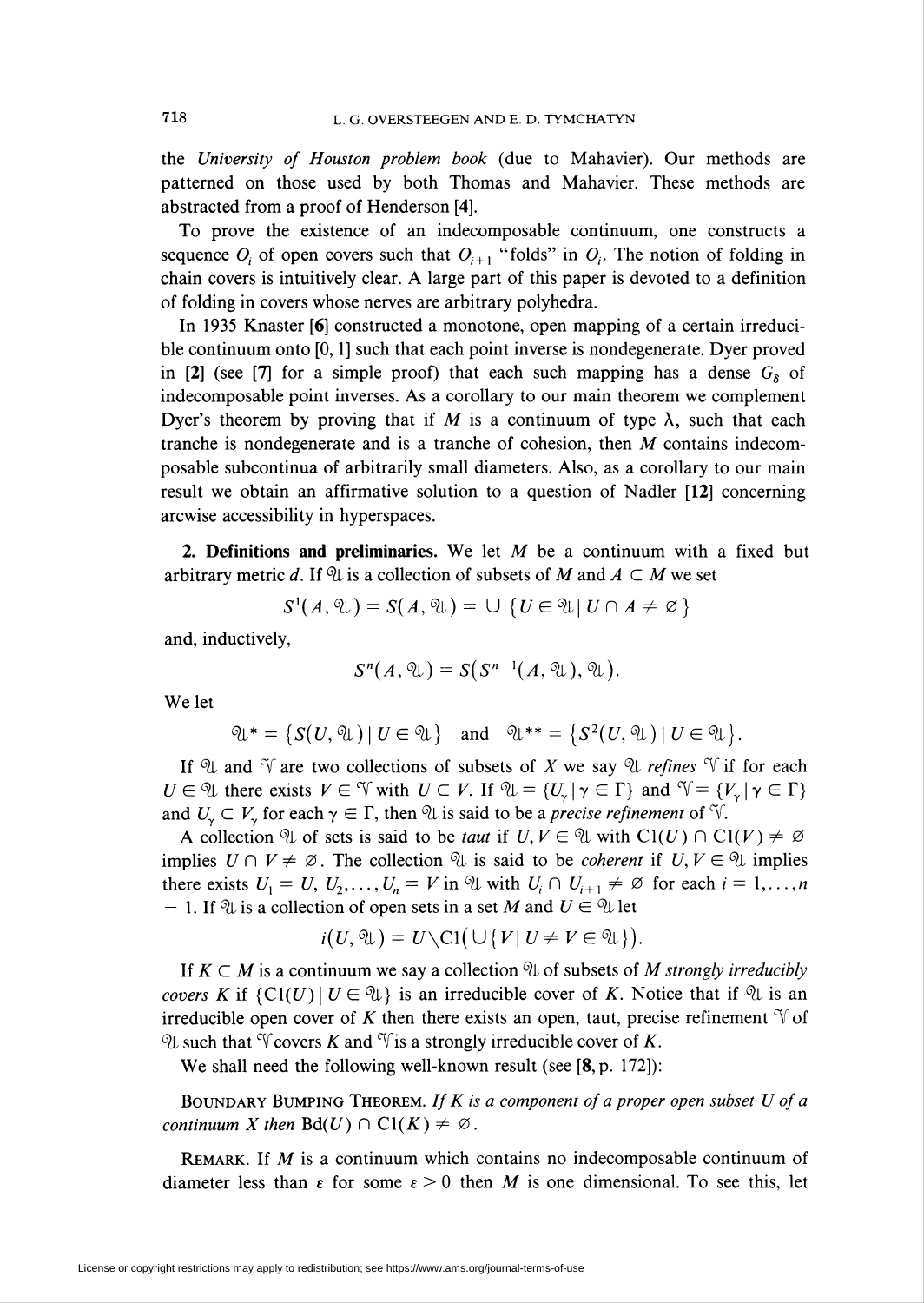the *University of Houston problem book* (due to Mahavier). Our methods are patterned on those used by both Thomas and Mahavier. These methods are abstracted from a proof of Henderson [4].

To prove the existence of an indecomposable continuum, one constructs a sequence $O_i$ of open covers such that $O_{i+1}$ "folds" in $O_i$. The notion of folding in chain covers is intuitively clear. A large part of this paper is devoted to a definition of folding in covers whose nerves are arbitrary polyhedra.

In 1935 Knaster [6] constructed a monotone, open mapping of a certain irreducible continuum onto [0, 1] such that each point inverse is nondegenerate. Dyer proved in [2] (see [7] for a simple proof) that each such mapping has a dense $G_\delta$ of indecomposable point inverses. As a corollary to our main theorem we complement Dyer's theorem by proving that if $M$ is a continuum of type $\lambda$, such that each tranche is nondegenerate and is a tranche of cohesion, then $M$ contains indecomposable subcontinua of arbitrarily small diameters. Also, as a corollary to our main result we obtain an affirmative solution to a question of Nadler [12] concerning arcwise accessibility in hyperspaces.

**2. Definitions and preliminaries.** We let $M$ be a continuum with a fixed but arbitrary metric $d$. If $\mathcal{U}$ is a collection of subsets of $M$ and $A \subset M$ we set

$$S^1(A, \mathcal{U}) = S(A, \mathcal{U}) = \cup \{U \in \mathcal{U} \mid U \cap A \neq \varnothing\}$$

and, inductively,

$$S^n(A, \mathcal{U}) = S(S^{n-1}(A, \mathcal{U}), \mathcal{U}).$$

We let

$$\mathcal{U}^* = \{S(U, \mathcal{U}) \mid U \in \mathcal{U}\} \quad \text{and} \quad \mathcal{U}^{**} = \{S^2(U, \mathcal{U}) \mid U \in \mathcal{U}\}.$$

If $\mathcal{U}$ and $\mathcal{V}$ are two collections of subsets of $X$ we say $\mathcal{U}$ *refines* $\mathcal{V}$ if for each $U \in \mathcal{U}$ there exists $V \in \mathcal{V}$ with $U \subset V$. If $\mathcal{U} = \{U_\gamma \mid \gamma \in \Gamma\}$ and $\mathcal{V} = \{V_\gamma \mid \gamma \in \Gamma\}$ and $U_\gamma \subset V_\gamma$ for each $\gamma \in \Gamma$, then $\mathcal{U}$ is said to be a *precise refinement* of $\mathcal{V}$.

A collection $\mathcal{U}$ of sets is said to be *taut* if $U, V \in \mathcal{U}$ with $\mathrm{Cl}(U) \cap \mathrm{Cl}(V) \neq \varnothing$ implies $U \cap V \neq \varnothing$. The collection $\mathcal{U}$ is said to be *coherent* if $U, V \in \mathcal{U}$ implies there exists $U_1 = U, U_2, \ldots, U_n = V$ in $\mathcal{U}$ with $U_i \cap U_{i+1} \neq \varnothing$ for each $i = 1, \ldots, n-1$. If $\mathcal{U}$ is a collection of open sets in a set $M$ and $U \in \mathcal{U}$ let

$$i(U, \mathcal{U}) = U \backslash \mathrm{Cl}(\cup\{V \mid U \neq V \in \mathcal{U}\}).$$

If $K \subset M$ is a continuum we say a collection $\mathcal{U}$ of subsets of $M$ *strongly irreducibly covers* $K$ if $\{\mathrm{Cl}(U) \mid U \in \mathcal{U}\}$ is an irreducible cover of $K$. Notice that if $\mathcal{U}$ is an irreducible open cover of $K$ then there exists an open, taut, precise refinement $\mathcal{V}$ of $\mathcal{U}$ such that $\mathcal{V}$ covers $K$ and $\mathcal{V}$ is a strongly irreducible cover of $K$.

We shall need the following well-known result (see [8, p. 172]):

BOUNDARY BUMPING THEOREM. *If $K$ is a component of a proper open subset $U$ of a continuum $X$ then* $\mathrm{Bd}(U) \cap \mathrm{Cl}(K) \neq \varnothing$.

REMARK. If $M$ is a continuum which contains no indecomposable continuum of diameter less than $\varepsilon$ for some $\varepsilon > 0$ then $M$ is one dimensional. To see this, let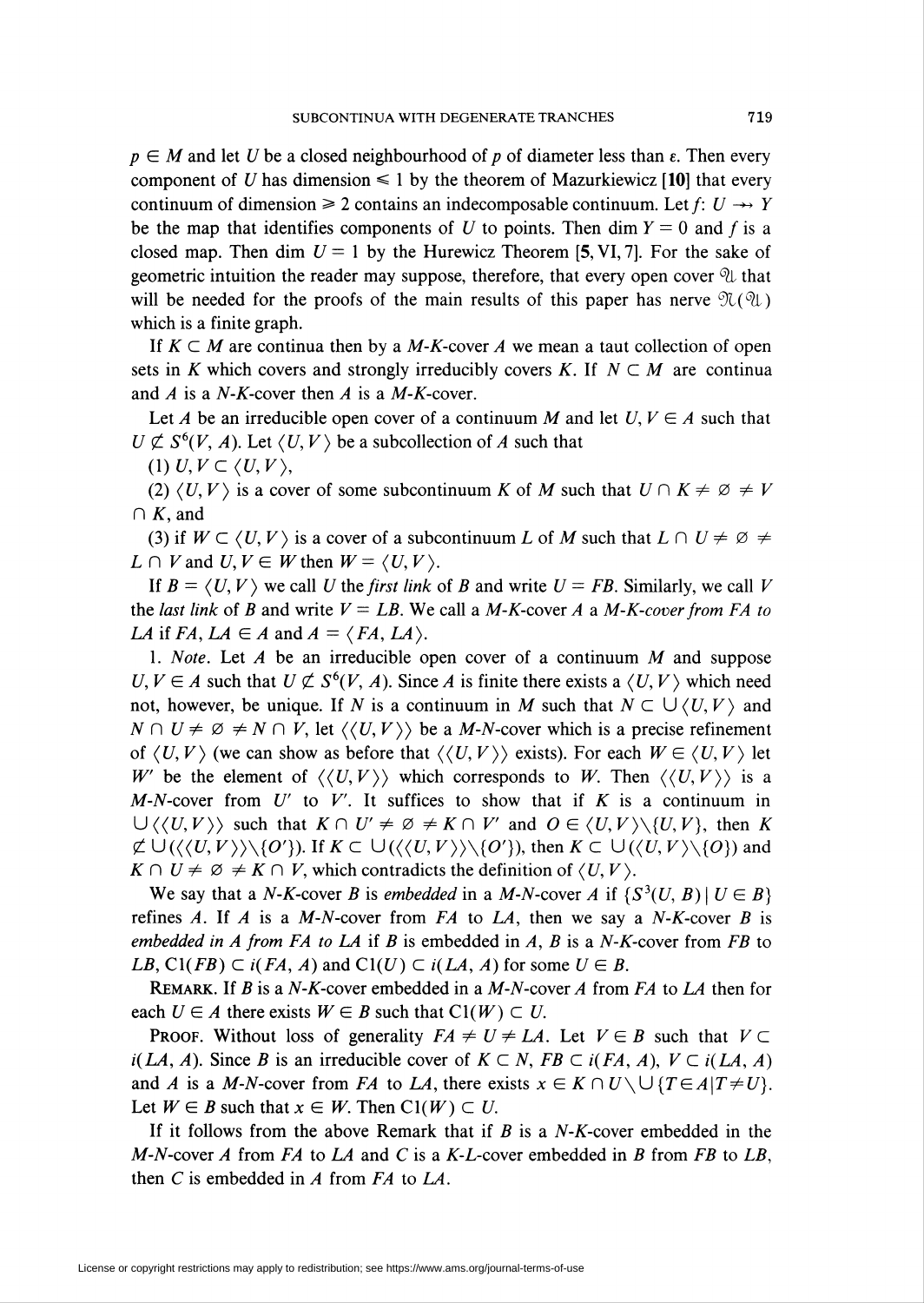$p \in M$ and let $U$ be a closed neighbourhood of $p$ of diameter less than $\varepsilon$. Then every component of $U$ has dimension $\leqslant 1$ by the theorem of Mazurkiewicz [**10**] that every continuum of dimension $\geqslant 2$ contains an indecomposable continuum. Let $f\colon U \twoheadrightarrow Y$ be the map that identifies components of $U$ to points. Then $\dim Y = 0$ and $f$ is a closed map. Then $\dim U = 1$ by the Hurewicz Theorem [**5**, VI, 7]. For the sake of geometric intuition the reader may suppose, therefore, that every open cover $\mathfrak{U}$ that will be needed for the proofs of the main results of this paper has nerve $\mathfrak{N}(\mathfrak{U})$ which is a finite graph.

If $K \subset M$ are continua then by a $M$-$K$-cover $A$ we mean a taut collection of open sets in $K$ which covers and strongly irreducibly covers $K$. If $N \subset M$ are continua and $A$ is a $N$-$K$-cover then $A$ is a $M$-$K$-cover.

Let $A$ be an irreducible open cover of a continuum $M$ and let $U, V \in A$ such that $U \not\subset S^6(V, A)$. Let $\langle U, V\rangle$ be a subcollection of $A$ such that

(1) $U, V \subset \langle U, V\rangle$,

(2) $\langle U, V\rangle$ is a cover of some subcontinuum $K$ of $M$ such that $U \cap K \neq \varnothing \neq V \cap K$, and

(3) if $W \subset \langle U, V\rangle$ is a cover of a subcontinuum $L$ of $M$ such that $L \cap U \neq \varnothing \neq L \cap V$ and $U, V \in W$ then $W = \langle U, V\rangle$.

If $B = \langle U, V\rangle$ we call $U$ the *first link* of $B$ and write $U = FB$. Similarly, we call $V$ the *last link* of $B$ and write $V = LB$. We call a $M$-$K$-cover $A$ a *$M$-$K$-cover from $FA$ to $LA$* if $FA, LA \in A$ and $A = \langle FA, LA\rangle$.

1. *Note*. Let $A$ be an irreducible open cover of a continuum $M$ and suppose $U, V \in A$ such that $U \not\subset S^6(V, A)$. Since $A$ is finite there exists a $\langle U, V\rangle$ which need not, however, be unique. If $N$ is a continuum in $M$ such that $N \subset \bigcup\langle U, V\rangle$ and $N \cap U \neq \varnothing \neq N \cap V$, let $\langle\langle U, V\rangle\rangle$ be a $M$-$N$-cover which is a precise refinement of $\langle U, V\rangle$ (we can show as before that $\langle\langle U, V\rangle\rangle$ exists). For each $W \in \langle U, V\rangle$ let $W'$ be the element of $\langle\langle U, V\rangle\rangle$ which corresponds to $W$. Then $\langle\langle U, V\rangle\rangle$ is a $M$-$N$-cover from $U'$ to $V'$. It suffices to show that if $K$ is a continuum in $\bigcup\langle\langle U, V\rangle\rangle$ such that $K \cap U' \neq \varnothing \neq K \cap V'$ and $O \in \langle U, V\rangle \setminus \{U, V\}$, then $K \not\subset \bigcup(\langle\langle U, V\rangle\rangle \setminus \{O'\})$. If $K \subset \bigcup(\langle\langle U, V\rangle\rangle \setminus \{O'\})$, then $K \subset \bigcup(\langle U, V\rangle \setminus \{O\})$ and $K \cap U \neq \varnothing \neq K \cap V$, which contradicts the definition of $\langle U, V\rangle$.

We say that a $N$-$K$-cover $B$ is *embedded* in a $M$-$N$-cover $A$ if $\{S^3(U, B) \mid U \in B\}$ refines $A$. If $A$ is a $M$-$N$-cover from $FA$ to $LA$, then we say a $N$-$K$-cover $B$ is *embedded in $A$ from $FA$ to $LA$* if $B$ is embedded in $A$, $B$ is a $N$-$K$-cover from $FB$ to $LB$, $\mathrm{Cl}(FB) \subset i(FA, A)$ and $\mathrm{Cl}(U) \subset i(LA, A)$ for some $U \in B$.

**Remark.** If $B$ is a $N$-$K$-cover embedded in a $M$-$N$-cover $A$ from $FA$ to $LA$ then for each $U \in A$ there exists $W \in B$ such that $\mathrm{Cl}(W) \subset U$.

**Proof.** Without loss of generality $FA \neq U \neq LA$. Let $V \in B$ such that $V \subset i(LA, A)$. Since $B$ is an irreducible cover of $K \subset N$, $FB \subset i(FA, A)$, $V \subset i(LA, A)$ and $A$ is a $M$-$N$-cover from $FA$ to $LA$, there exists $x \in K \cap U \setminus \bigcup\{T \in A \mid T \neq U\}$. Let $W \in B$ such that $x \in W$. Then $\mathrm{Cl}(W) \subset U$.

If it follows from the above Remark that if $B$ is a $N$-$K$-cover embedded in the $M$-$N$-cover $A$ from $FA$ to $LA$ and $C$ is a $K$-$L$-cover embedded in $B$ from $FB$ to $LB$, then $C$ is embedded in $A$ from $FA$ to $LA$.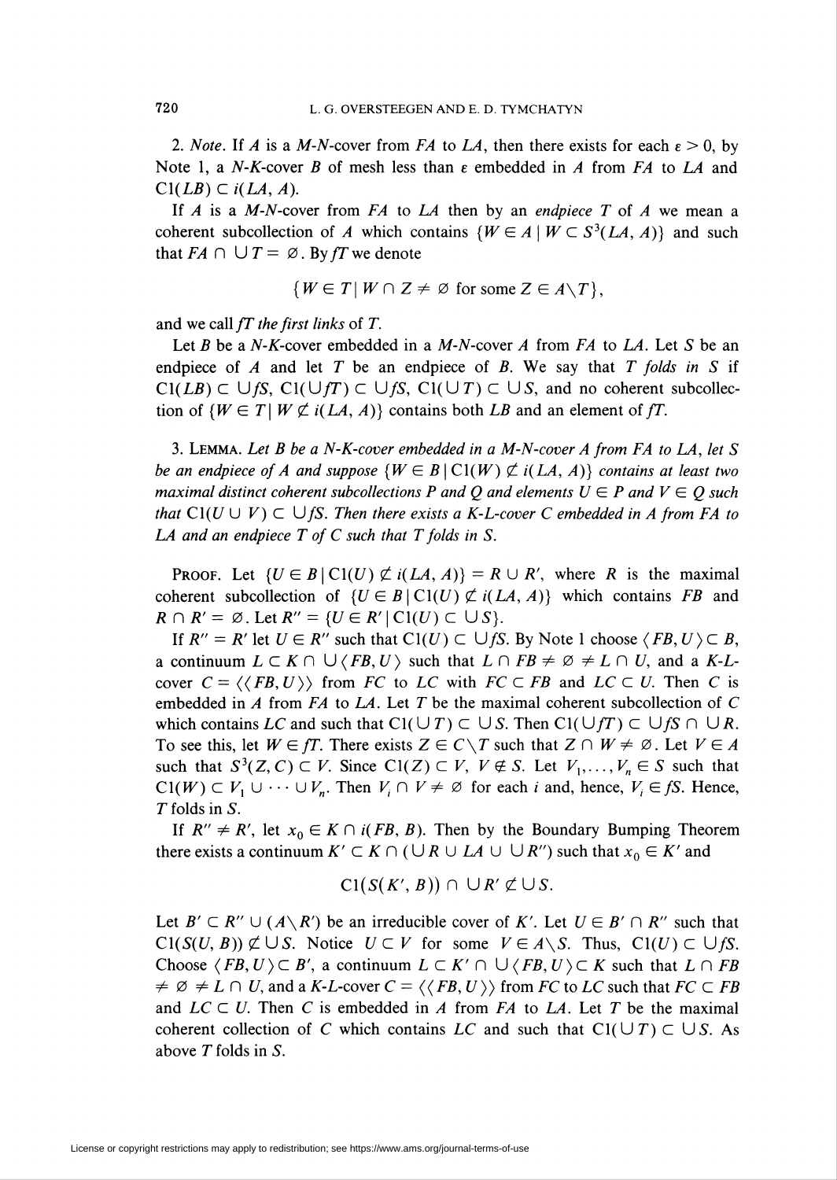2. *Note*. If $A$ is a $M$-$N$-cover from $FA$ to $LA$, then there exists for each $\varepsilon > 0$, by Note 1, a $N$-$K$-cover $B$ of mesh less than $\varepsilon$ embedded in $A$ from $FA$ to $LA$ and $\mathrm{Cl}(LB) \subset i(LA, A)$.

If $A$ is a $M$-$N$-cover from $FA$ to $LA$ then by an *endpiece* $T$ of $A$ we mean a coherent subcollection of $A$ which contains $\{W \in A \mid W \subset S^3(LA, A)\}$ and such that $FA \cap \bigcup T = \varnothing$. By $fT$ we denote

$$\{W \in T \mid W \cap Z \neq \varnothing \text{ for some } Z \in A \backslash T\},$$

and we call $fT$ *the first links* of $T$.

Let $B$ be a $N$-$K$-cover embedded in a $M$-$N$-cover $A$ from $FA$ to $LA$. Let $S$ be an endpiece of $A$ and let $T$ be an endpiece of $B$. We say that $T$ *folds in* $S$ if $\mathrm{Cl}(LB) \subset \bigcup fS$, $\mathrm{Cl}(\bigcup fT) \subset \bigcup fS$, $\mathrm{Cl}(\bigcup T) \subset \bigcup S$, and no coherent subcollection of $\{W \in T \mid W \not\subset i(LA, A)\}$ contains both $LB$ and an element of $fT$.

3. Lemma. *Let $B$ be a $N$-$K$-cover embedded in a $M$-$N$-cover $A$ from $FA$ to $LA$, let $S$ be an endpiece of $A$ and suppose $\{W \in B \mid \mathrm{Cl}(W) \not\subset i(LA, A)\}$ contains at least two maximal distinct coherent subcollections $P$ and $Q$ and elements $U \in P$ and $V \in Q$ such that $\mathrm{Cl}(U \cup V) \subset \bigcup fS$. Then there exists a $K$-$L$-cover $C$ embedded in $A$ from $FA$ to $LA$ and an endpiece $T$ of $C$ such that $T$ folds in $S$.*

Proof. Let $\{U \in B \mid \mathrm{Cl}(U) \not\subset i(LA, A)\} = R \cup R'$, where $R$ is the maximal coherent subcollection of $\{U \in B \mid \mathrm{Cl}(U) \not\subset i(LA, A)\}$ which contains $FB$ and $R \cap R' = \varnothing$. Let $R'' = \{U \in R' \mid \mathrm{Cl}(U) \subset \bigcup S\}$.

If $R'' = R'$ let $U \in R''$ such that $\mathrm{Cl}(U) \subset \bigcup fS$. By Note 1 choose $\langle FB, U \rangle \subset B$, a continuum $L \subset K \cap \bigcup \langle FB, U \rangle$ such that $L \cap FB \neq \varnothing \neq L \cap U$, and a $K$-$L$-cover $C = \langle\langle FB, U \rangle\rangle$ from $FC$ to $LC$ with $FC \subset FB$ and $LC \subset U$. Then $C$ is embedded in $A$ from $FA$ to $LA$. Let $T$ be the maximal coherent subcollection of $C$ which contains $LC$ and such that $\mathrm{Cl}(\bigcup T) \subset \bigcup S$. Then $\mathrm{Cl}(\bigcup fT) \subset \bigcup fS \cap \bigcup R$. To see this, let $W \in fT$. There exists $Z \in C \backslash T$ such that $Z \cap W \neq \varnothing$. Let $V \in A$ such that $S^3(Z, C) \subset V$. Since $\mathrm{Cl}(Z) \subset V$, $V \notin S$. Let $V_1, \ldots, V_n \in S$ such that $\mathrm{Cl}(W) \subset V_1 \cup \cdots \cup V_n$. Then $V_i \cap V \neq \varnothing$ for each $i$ and, hence, $V_i \in fS$. Hence, $T$ folds in $S$.

If $R'' \neq R'$, let $x_0 \in K \cap i(FB, B)$. Then by the Boundary Bumping Theorem there exists a continuum $K' \subset K \cap (\bigcup R \cup LA \cup \bigcup R'')$ such that $x_0 \in K'$ and

$$\mathrm{Cl}(S(K', B)) \cap \bigcup R' \not\subset \bigcup S.$$

Let $B' \subset R'' \cup (A \backslash R')$ be an irreducible cover of $K'$. Let $U \in B' \cap R''$ such that $\mathrm{Cl}(S(U, B)) \not\subset \bigcup S$. Notice $U \subset V$ for some $V \in A \backslash S$. Thus, $\mathrm{Cl}(U) \subset \bigcup fS$. Choose $\langle FB, U \rangle \subset B'$, a continuum $L \subset K' \cap \bigcup \langle FB, U \rangle \subset K$ such that $L \cap FB \neq \varnothing \neq L \cap U$, and a $K$-$L$-cover $C = \langle\langle FB, U \rangle\rangle$ from $FC$ to $LC$ such that $FC \subset FB$ and $LC \subset U$. Then $C$ is embedded in $A$ from $FA$ to $LA$. Let $T$ be the maximal coherent collection of $C$ which contains $LC$ and such that $\mathrm{Cl}(\bigcup T) \subset \bigcup S$. As above $T$ folds in $S$.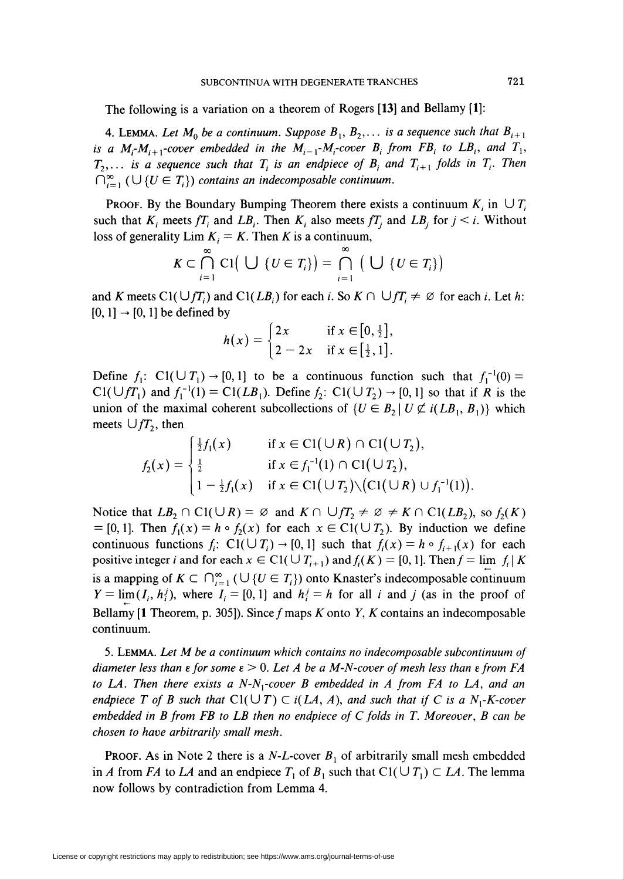The following is a variation on a theorem of Rogers **[13]** and Bellamy **[1]**:

4. **Lemma.** *Let $M_0$ be a continuum. Suppose $B_1, B_2, \ldots$ is a sequence such that $B_{i+1}$ is a $M_i$-$M_{i+1}$-cover embedded in the $M_{i-1}$-$M_i$-cover $B_i$ from $FB_i$ to $LB_i$, and $T_1, T_2, \ldots$ is a sequence such that $T_i$ is an endpiece of $B_i$ and $T_{i+1}$ folds in $T_i$. Then $\bigcap_{i=1}^{\infty}(\bigcup\{U \in T_i\})$ contains an indecomposable continuum.*

**Proof.** By the Boundary Bumping Theorem there exists a continuum $K_i$ in $\bigcup T_i$ such that $K_i$ meets $fT_i$ and $LB_i$. Then $K_i$ also meets $fT_j$ and $LB_j$ for $j < i$. Without loss of generality $\operatorname{Lim} K_i = K$. Then $K$ is a continuum,

$$K \subset \bigcap_{i=1}^{\infty} \operatorname{Cl}\left(\bigcup\{U \in T_i\}\right) = \bigcap_{i=1}^{\infty}\left(\bigcup\{U \in T_i\}\right)$$

and $K$ meets $\operatorname{Cl}(\bigcup fT_i)$ and $\operatorname{Cl}(LB_i)$ for each $i$. So $K \cap \bigcup fT_i \neq \varnothing$ for each $i$. Let $h\colon [0,1] \to [0,1]$ be defined by

$$h(x) = \begin{cases} 2x & \text{if } x \in \left[0, \tfrac{1}{2}\right], \\ 2 - 2x & \text{if } x \in \left[\tfrac{1}{2}, 1\right]. \end{cases}$$

Define $f_1\colon \operatorname{Cl}(\bigcup T_1) \to [0,1]$ to be a continuous function such that $f_1^{-1}(0) = \operatorname{Cl}(\bigcup fT_1)$ and $f_1^{-1}(1) = \operatorname{Cl}(LB_1)$. Define $f_2\colon \operatorname{Cl}(\bigcup T_2) \to [0,1]$ so that if $R$ is the union of the maximal coherent subcollections of $\{U \in B_2 \mid U \not\subset i(LB_1, B_1)\}$ which meets $\bigcup fT_2$, then

$$f_2(x) = \begin{cases} \tfrac{1}{2} f_1(x) & \text{if } x \in \operatorname{Cl}(\bigcup R) \cap \operatorname{Cl}(\bigcup T_2), \\ \tfrac{1}{2} & \text{if } x \in f_1^{-1}(1) \cap \operatorname{Cl}(\bigcup T_2), \\ 1 - \tfrac{1}{2} f_1(x) & \text{if } x \in \operatorname{Cl}(\bigcup T_2) \setminus \left(\operatorname{Cl}(\bigcup R) \cup f_1^{-1}(1)\right). \end{cases}$$

Notice that $LB_2 \cap \operatorname{Cl}(\bigcup R) = \varnothing$ and $K \cap \bigcup fT_2 \neq \varnothing \neq K \cap \operatorname{Cl}(LB_2)$, so $f_2(K) = [0,1]$. Then $f_1(x) = h \circ f_2(x)$ for each $x \in \operatorname{Cl}(\bigcup T_2)$. By induction we define continuous functions $f_i\colon \operatorname{Cl}(\bigcup T_i) \to [0,1]$ such that $f_i(x) = h \circ f_{i+1}(x)$ for each positive integer $i$ and for each $x \in \operatorname{Cl}(\bigcup T_{i+1})$ and $f_i(K) = [0,1]$. Then $f = \varprojlim f_i \mid K$ is a mapping of $K \subset \bigcap_{i=1}^{\infty}(\bigcup\{U \in T_i\})$ onto Knaster's indecomposable continuum $Y = \varprojlim(I_i, h_i^j)$, where $I_i = [0,1]$ and $h_i^j = h$ for all $i$ and $j$ (as in the proof of Bellamy [**1** Theorem, p. 305]). Since $f$ maps $K$ onto $Y$, $K$ contains an indecomposable continuum.

5. **Lemma.** *Let $M$ be a continuum which contains no indecomposable subcontinuum of diameter less than $\varepsilon$ for some $\varepsilon > 0$. Let $A$ be a $M$-$N$-cover of mesh less than $\varepsilon$ from $FA$ to $LA$. Then there exists a $N$-$N_1$-cover $B$ embedded in $A$ from $FA$ to $LA$, and an endpiece $T$ of $B$ such that $\operatorname{Cl}(\bigcup T) \subset i(LA, A)$, and such that if $C$ is a $N_1$-$K$-cover embedded in $B$ from $FB$ to $LB$ then no endpiece of $C$ folds in $T$. Moreover, $B$ can be chosen to have arbitrarily small mesh.*

**Proof.** As in Note 2 there is a $N$-$L$-cover $B_1$ of arbitrarily small mesh embedded in $A$ from $FA$ to $LA$ and an endpiece $T_1$ of $B_1$ such that $\operatorname{Cl}(\bigcup T_1) \subset LA$. The lemma now follows by contradiction from Lemma 4.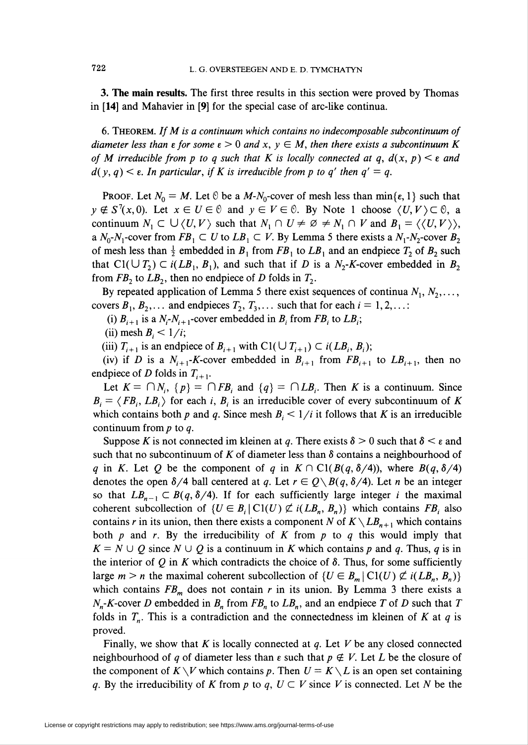**3. The main results.** The first three results in this section were proved by Thomas in [**14**] and Mahavier in [**9**] for the special case of arc-like continua.

6. THEOREM. *If $M$ is a continuum which contains no indecomposable subcontinuum of diameter less than $\varepsilon$ for some $\varepsilon > 0$ and $x$, $y \in M$, then there exists a subcontinuum $K$ of $M$ irreducible from $p$ to $q$ such that $K$ is locally connected at $q$, $d(x, p) < \varepsilon$ and $d(y, q) < \varepsilon$. In particular, if $K$ is irreducible from $p$ to $q'$ then $q' = q$.*

PROOF. Let $N_0 = M$. Let $\mathcal{O}$ be a $M$-$N_0$-cover of mesh less than $\min\{\varepsilon, 1\}$ such that $y \notin S^7(x, \mathcal{O})$. Let $x \in U \in \mathcal{O}$ and $y \in V \in \mathcal{O}$. By Note 1 choose $\langle U, V\rangle \subset \mathcal{O}$, a continuum $N_1 \subset \bigcup\langle U, V\rangle$ such that $N_1 \cap U \neq \varnothing \neq N_1 \cap V$ and $B_1 = \langle\langle U, V\rangle\rangle$, a $N_0$-$N_1$-cover from $FB_1 \subset U$ to $LB_1 \subset V$. By Lemma 5 there exists a $N_1$-$N_2$-cover $B_2$ of mesh less than $\frac{1}{2}$ embedded in $B_1$ from $FB_1$ to $LB_1$ and an endpiece $T_2$ of $B_2$ such that $\mathrm{Cl}(\bigcup T_2) \subset i(LB_1, B_1)$, and such that if $D$ is a $N_2$-$K$-cover embedded in $B_2$ from $FB_2$ to $LB_2$, then no endpiece of $D$ folds in $T_2$.

By repeated application of Lemma 5 there exist sequences of continua $N_1, N_2, \ldots$, covers $B_1, B_2, \ldots$ and endpieces $T_2, T_3, \ldots$ such that for each $i = 1, 2, \ldots$:

(i) $B_{i+1}$ is a $N_i$-$N_{i+1}$-cover embedded in $B_i$ from $FB_i$ to $LB_i$;

(ii) mesh $B_i < 1/i$;

(iii) $T_{i+1}$ is an endpiece of $B_{i+1}$ with $\mathrm{Cl}(\bigcup T_{i+1}) \subset i(LB_i, B_i)$;

(iv) if $D$ is a $N_{i+1}$-$K$-cover embedded in $B_{i+1}$ from $FB_{i+1}$ to $LB_{i+1}$, then no endpiece of $D$ folds in $T_{i+1}$.

Let $K = \bigcap N_i$, $\{p\} = \bigcap FB_i$ and $\{q\} = \bigcap LB_i$. Then $K$ is a continuum. Since $B_i = \langle FB_i, LB_i\rangle$ for each $i$, $B_i$ is an irreducible cover of every subcontinuum of $K$ which contains both $p$ and $q$. Since mesh $B_i < 1/i$ it follows that $K$ is an irreducible continuum from $p$ to $q$.

Suppose $K$ is not connected im kleinen at $q$. There exists $\delta > 0$ such that $\delta < \varepsilon$ and such that no subcontinuum of $K$ of diameter less than $\delta$ contains a neighbourhood of $q$ in $K$. Let $Q$ be the component of $q$ in $K \cap \mathrm{Cl}(B(q, \delta/4))$, where $B(q, \delta/4)$ denotes the open $\delta/4$ ball centered at $q$. Let $r \in Q \setminus B(q, \delta/4)$. Let $n$ be an integer so that $LB_{n-1} \subset B(q, \delta/4)$. If for each sufficiently large integer $i$ the maximal coherent subcollection of $\{U \in B_i \mid \mathrm{Cl}(U) \not\subset i(LB_n, B_n)\}$ which contains $FB_i$ also contains $r$ in its union, then there exists a component $N$ of $K \setminus LB_{n+1}$ which contains both $p$ and $r$. By the irreducibility of $K$ from $p$ to $q$ this would imply that $K = N \cup Q$ since $N \cup Q$ is a continuum in $K$ which contains $p$ and $q$. Thus, $q$ is in the interior of $Q$ in $K$ which contradicts the choice of $\delta$. Thus, for some sufficiently large $m > n$ the maximal coherent subcollection of $\{U \in B_m \mid \mathrm{Cl}(U) \not\subset i(LB_n, B_n)\}$ which contains $FB_m$ does not contain $r$ in its union. By Lemma 3 there exists a $N_n$-$K$-cover $D$ embedded in $B_n$ from $FB_n$ to $LB_n$, and an endpiece $T$ of $D$ such that $T$ folds in $T_n$. This is a contradiction and the connectedness im kleinen of $K$ at $q$ is proved.

Finally, we show that $K$ is locally connected at $q$. Let $V$ be any closed connected neighbourhood of $q$ of diameter less than $\varepsilon$ such that $p \notin V$. Let $L$ be the closure of the component of $K \setminus V$ which contains $p$. Then $U = K \setminus L$ is an open set containing $q$. By the irreducibility of $K$ from $p$ to $q$, $U \subset V$ since $V$ is connected. Let $N$ be the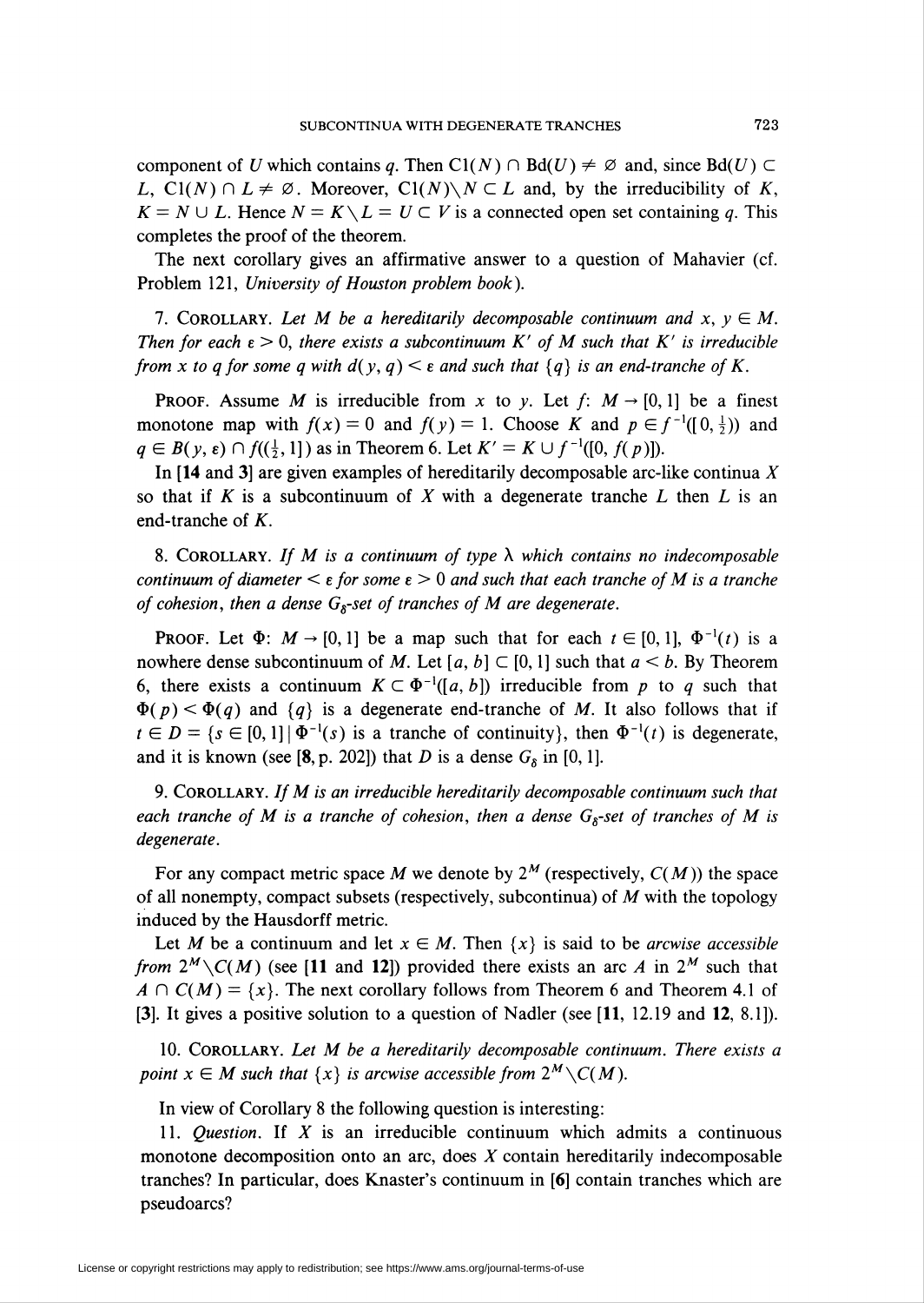component of $U$ which contains $q$. Then $\mathrm{Cl}(N) \cap \mathrm{Bd}(U) \neq \varnothing$ and, since $\mathrm{Bd}(U) \subset L$, $\mathrm{Cl}(N) \cap L \neq \varnothing$. Moreover, $\mathrm{Cl}(N)\backslash N \subset L$ and, by the irreducibility of $K$, $K = N \cup L$. Hence $N = K \backslash L = U \subset V$ is a connected open set containing $q$. This completes the proof of the theorem.

The next corollary gives an affirmative answer to a question of Mahavier (cf. Problem 121, *University of Houston problem book*).

7. COROLLARY. *Let $M$ be a hereditarily decomposable continuum and $x, y \in M$. Then for each $\varepsilon > 0$, there exists a subcontinuum $K'$ of $M$ such that $K'$ is irreducible from $x$ to $q$ for some $q$ with $d(y, q) < \varepsilon$ and such that $\{q\}$ is an end-tranche of $K$.*

PROOF. Assume $M$ is irreducible from $x$ to $y$. Let $f: M \to [0,1]$ be a finest monotone map with $f(x) = 0$ and $f(y) = 1$. Choose $K$ and $p \in f^{-1}([0, \frac{1}{2}))$ and $q \in B(y, \varepsilon) \cap f((\frac{1}{2}, 1])$ as in Theorem 6. Let $K' = K \cup f^{-1}([0, f(p)])$.

In [**14** and **3**] are given examples of hereditarily decomposable arc-like continua $X$ so that if $K$ is a subcontinuum of $X$ with a degenerate tranche $L$ then $L$ is an end-tranche of $K$.

8. COROLLARY. *If $M$ is a continuum of type $\lambda$ which contains no indecomposable continuum of diameter $< \varepsilon$ for some $\varepsilon > 0$ and such that each tranche of $M$ is a tranche of cohesion, then a dense $G_\delta$-set of tranches of $M$ are degenerate.*

PROOF. Let $\Phi: M \to [0,1]$ be a map such that for each $t \in [0,1]$, $\Phi^{-1}(t)$ is a nowhere dense subcontinuum of $M$. Let $[a, b] \subset [0,1]$ such that $a < b$. By Theorem 6, there exists a continuum $K \subset \Phi^{-1}([a, b])$ irreducible from $p$ to $q$ such that $\Phi(p) < \Phi(q)$ and $\{q\}$ is a degenerate end-tranche of $M$. It also follows that if $t \in D = \{s \in [0,1] \mid \Phi^{-1}(s)$ is a tranche of continuity$\}$, then $\Phi^{-1}(t)$ is degenerate, and it is known (see [**8**, p. 202]) that $D$ is a dense $G_\delta$ in $[0,1]$.

9. COROLLARY. *If $M$ is an irreducible hereditarily decomposable continuum such that each tranche of $M$ is a tranche of cohesion, then a dense $G_\delta$-set of tranches of $M$ is degenerate.*

For any compact metric space $M$ we denote by $2^M$ (respectively, $C(M)$) the space of all nonempty, compact subsets (respectively, subcontinua) of $M$ with the topology induced by the Hausdorff metric.

Let $M$ be a continuum and let $x \in M$. Then $\{x\}$ is said to be *arcwise accessible from* $2^M \backslash C(M)$ (see [**11** and **12**]) provided there exists an arc $A$ in $2^M$ such that $A \cap C(M) = \{x\}$. The next corollary follows from Theorem 6 and Theorem 4.1 of [**3**]. It gives a positive solution to a question of Nadler (see [**11**, 12.19 and **12**, 8.1]).

10. COROLLARY. *Let $M$ be a hereditarily decomposable continuum. There exists a point $x \in M$ such that $\{x\}$ is arcwise accessible from $2^M \backslash C(M)$.*

In view of Corollary 8 the following question is interesting:

11. *Question.* If $X$ is an irreducible continuum which admits a continuous monotone decomposition onto an arc, does $X$ contain hereditarily indecomposable tranches? In particular, does Knaster's continuum in [**6**] contain tranches which are pseudoarcs?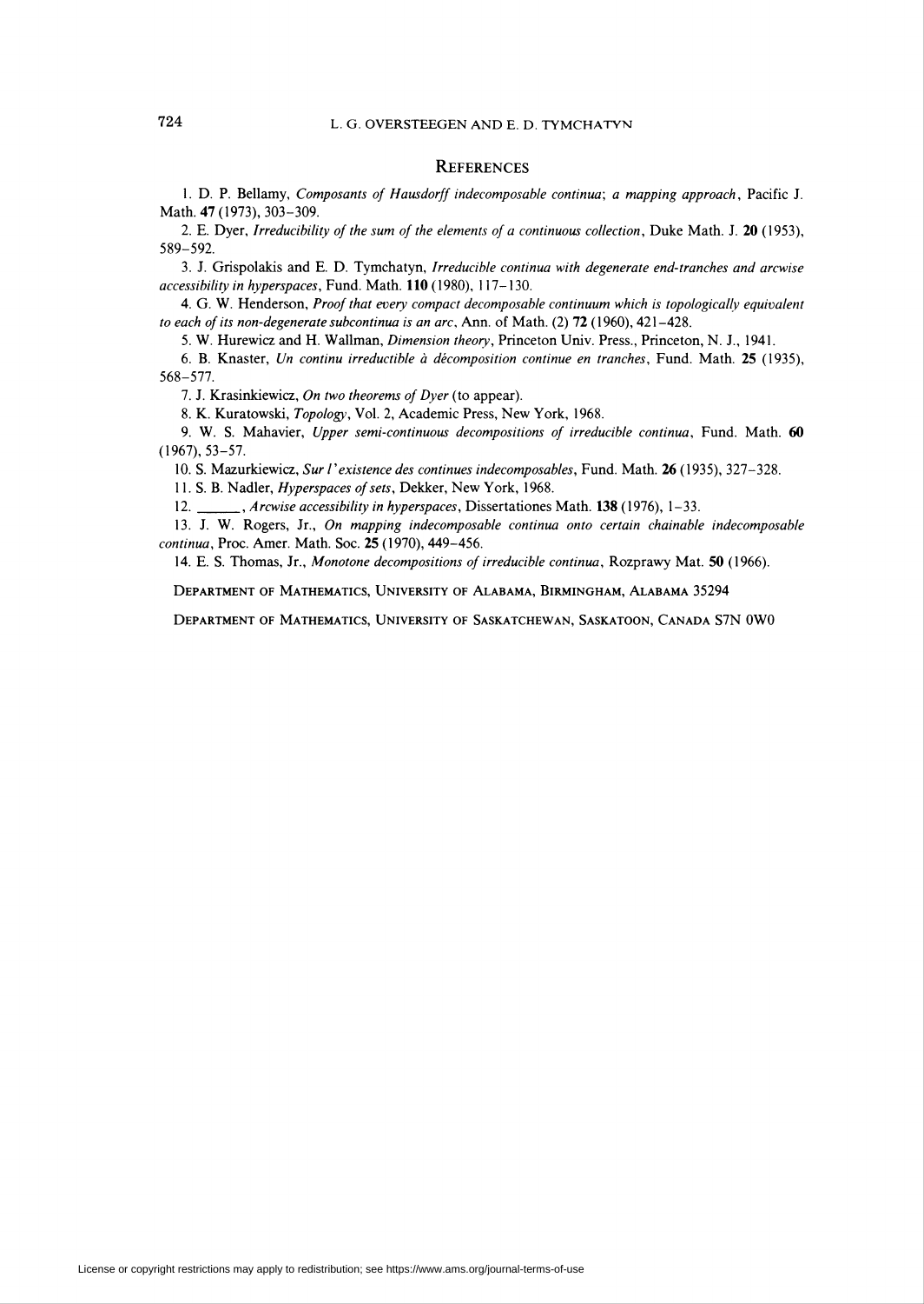## References

1. D. P. Bellamy, *Composants of Hausdorff indecomposable continua; a mapping approach*, Pacific J. Math. **47** (1973), 303–309.

2. E. Dyer, *Irreducibility of the sum of the elements of a continuous collection*, Duke Math. J. **20** (1953), 589–592.

3. J. Grispolakis and E. D. Tymchatyn, *Irreducible continua with degenerate end-tranches and arcwise accessibility in hyperspaces*, Fund. Math. **110** (1980), 117–130.

4. G. W. Henderson, *Proof that every compact decomposable continuum which is topologically equivalent to each of its non-degenerate subcontinua is an arc*, Ann. of Math. (2) **72** (1960), 421–428.

5. W. Hurewicz and H. Wallman, *Dimension theory*, Princeton Univ. Press., Princeton, N. J., 1941.

6. B. Knaster, *Un continu irreductible à décomposition continue en tranches*, Fund. Math. **25** (1935), 568–577.

7. J. Krasinkiewicz, *On two theorems of Dyer* (to appear).

8. K. Kuratowski, *Topology*, Vol. 2, Academic Press, New York, 1968.

9. W. S. Mahavier, *Upper semi-continuous decompositions of irreducible continua*, Fund. Math. **60** (1967), 53–57.

10. S. Mazurkiewicz, *Sur l'existence des continues indecomposables*, Fund. Math. **26** (1935), 327–328.

11. S. B. Nadler, *Hyperspaces of sets*, Dekker, New York, 1968.

12. ______, *Arcwise accessibility in hyperspaces*, Dissertationes Math. **138** (1976), 1–33.

13. J. W. Rogers, Jr., *On mapping indecomposable continua onto certain chainable indecomposable continua*, Proc. Amer. Math. Soc. **25** (1970), 449–456.

14. E. S. Thomas, Jr., *Monotone decompositions of irreducible continua*, Rozprawy Mat. **50** (1966).

Department of Mathematics, University of Alabama, Birmingham, Alabama 35294

Department of Mathematics, University of Saskatchewan, Saskatoon, Canada S7N 0W0